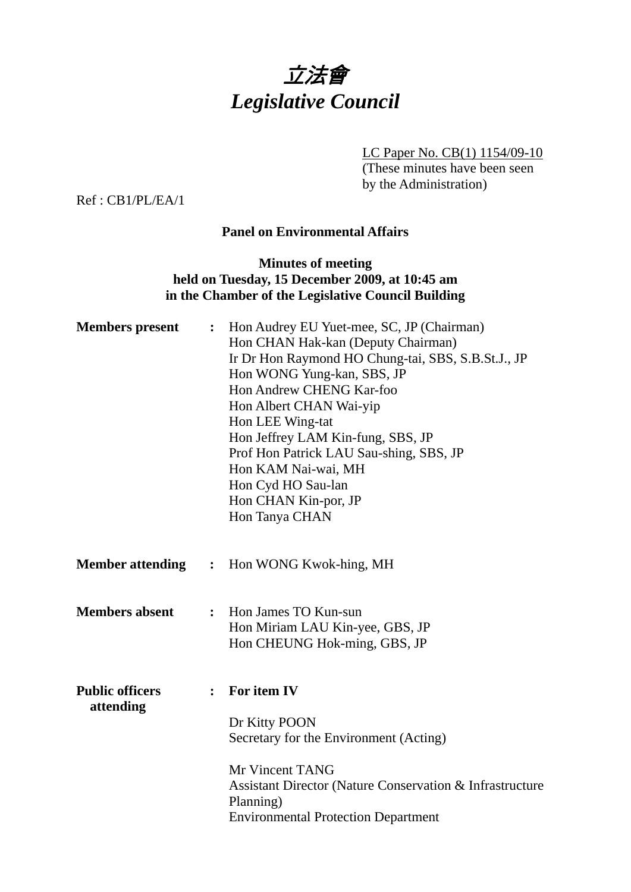# *立法會*
# *Legislative Council*

LC Paper No. CB(1) 1154/09-10
(These minutes have been seen by the Administration)

Ref : CB1/PL/EA/1

**Panel on Environmental Affairs**

**Minutes of meeting held on Tuesday, 15 December 2009, at 10:45 am in the Chamber of the Legislative Council Building**

**Members present** : Hon Audrey EU Yuet-mee, SC, JP (Chairman)
Hon CHAN Hak-kan (Deputy Chairman)
Ir Dr Hon Raymond HO Chung-tai, SBS, S.B.St.J., JP
Hon WONG Yung-kan, SBS, JP
Hon Andrew CHENG Kar-foo
Hon Albert CHAN Wai-yip
Hon LEE Wing-tat
Hon Jeffrey LAM Kin-fung, SBS, JP
Prof Hon Patrick LAU Sau-shing, SBS, JP
Hon KAM Nai-wai, MH
Hon Cyd HO Sau-lan
Hon CHAN Kin-por, JP
Hon Tanya CHAN

**Member attending** : Hon WONG Kwok-hing, MH

**Members absent** : Hon James TO Kun-sun
Hon Miriam LAU Kin-yee, GBS, JP
Hon CHEUNG Hok-ming, GBS, JP

**Public officers attending** : **For item IV**

Dr Kitty POON
Secretary for the Environment (Acting)

Mr Vincent TANG
Assistant Director (Nature Conservation & Infrastructure Planning)
Environmental Protection Department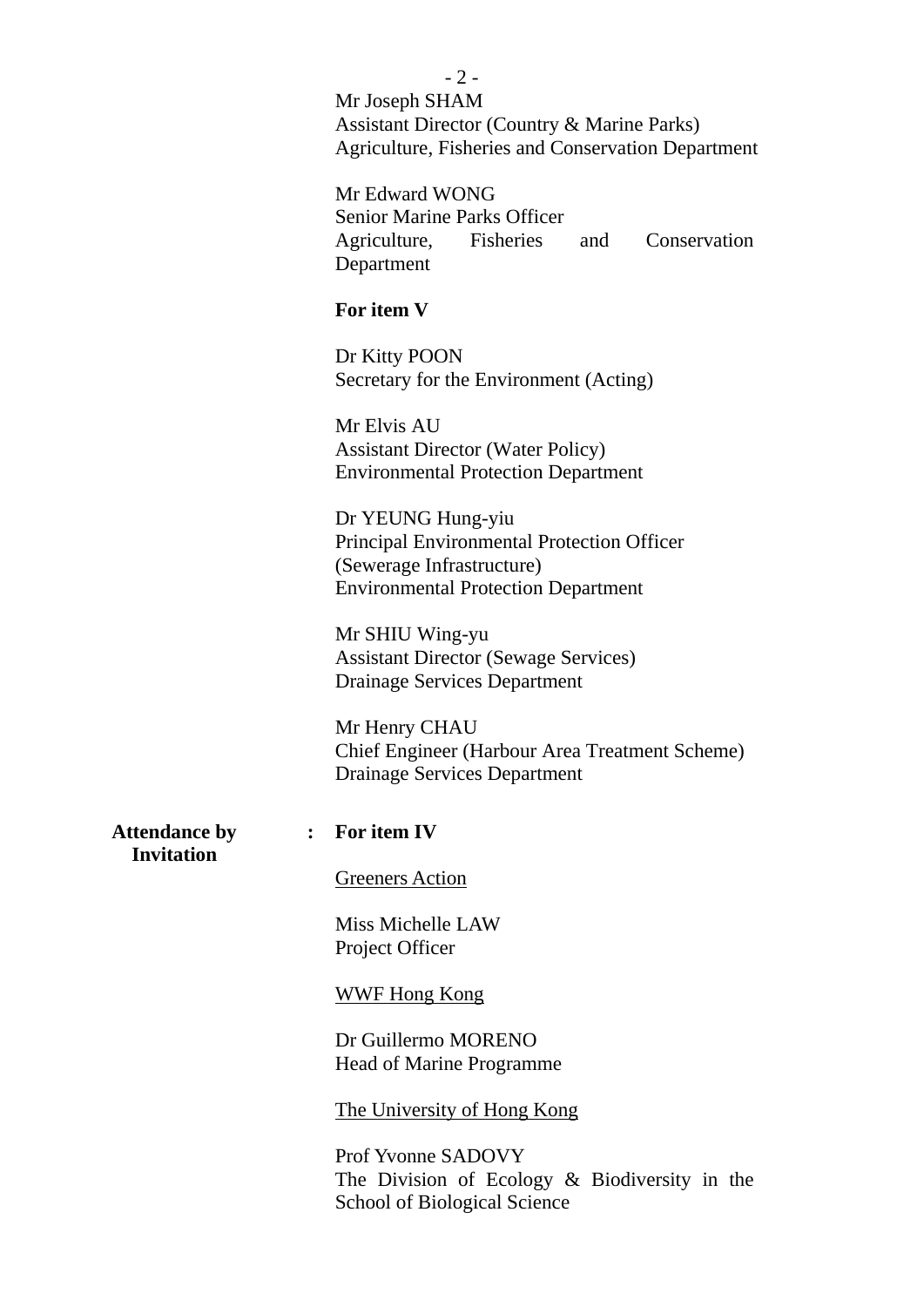Mr Joseph SHAM
Assistant Director (Country & Marine Parks)
Agriculture, Fisheries and Conservation Department

Mr Edward WONG
Senior Marine Parks Officer
Agriculture, Fisheries and Conservation Department

**For item V**

Dr Kitty POON
Secretary for the Environment (Acting)

Mr Elvis AU
Assistant Director (Water Policy)
Environmental Protection Department

Dr YEUNG Hung-yiu
Principal Environmental Protection Officer (Sewerage Infrastructure)
Environmental Protection Department

Mr SHIU Wing-yu
Assistant Director (Sewage Services)
Drainage Services Department

Mr Henry CHAU
Chief Engineer (Harbour Area Treatment Scheme)
Drainage Services Department

**Attendance by Invitation** : **For item IV**

Greeners Action

Miss Michelle LAW
Project Officer

WWF Hong Kong

Dr Guillermo MORENO
Head of Marine Programme

The University of Hong Kong

Prof Yvonne SADOVY
The Division of Ecology & Biodiversity in the School of Biological Science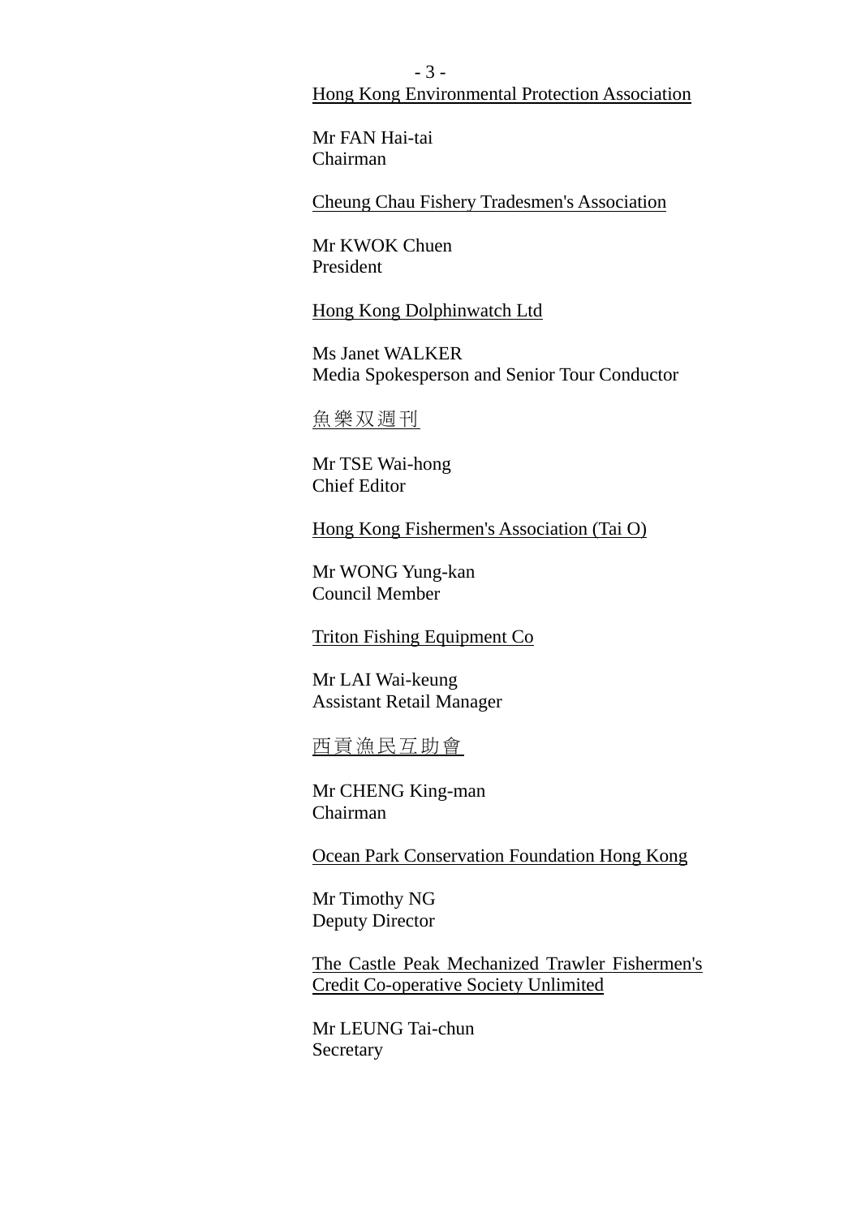Hong Kong Environmental Protection Association

Mr FAN Hai-tai
Chairman

Cheung Chau Fishery Tradesmen's Association

Mr KWOK Chuen
President

Hong Kong Dolphinwatch Ltd

Ms Janet WALKER
Media Spokesperson and Senior Tour Conductor

魚樂双週刊

Mr TSE Wai-hong
Chief Editor

Hong Kong Fishermen's Association (Tai O)

Mr WONG Yung-kan
Council Member

Triton Fishing Equipment Co

Mr LAI Wai-keung
Assistant Retail Manager

西貢漁民互助會

Mr CHENG King-man
Chairman

Ocean Park Conservation Foundation Hong Kong

Mr Timothy NG
Deputy Director

The Castle Peak Mechanized Trawler Fishermen's Credit Co-operative Society Unlimited

Mr LEUNG Tai-chun
Secretary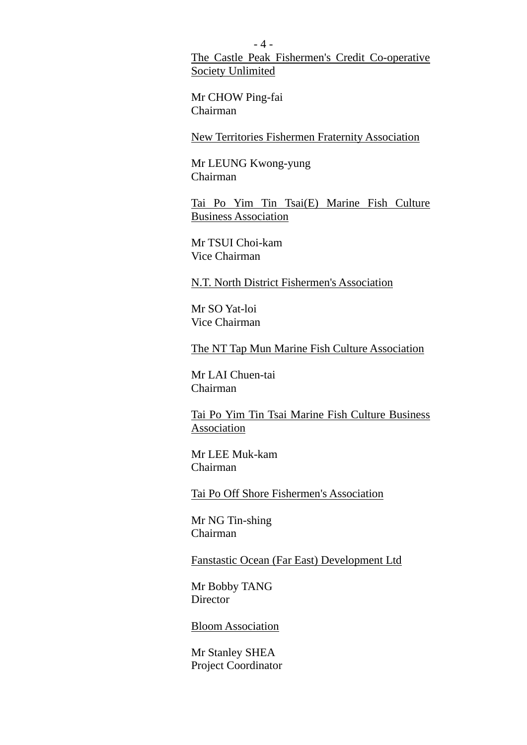<u>The Castle Peak Fishermen's Credit Co-operative Society Unlimited</u>

Mr CHOW Ping-fai
Chairman

<u>New Territories Fishermen Fraternity Association</u>

Mr LEUNG Kwong-yung
Chairman

<u>Tai Po Yim Tin Tsai(E) Marine Fish Culture Business Association</u>

Mr TSUI Choi-kam
Vice Chairman

<u>N.T. North District Fishermen's Association</u>

Mr SO Yat-loi
Vice Chairman

<u>The NT Tap Mun Marine Fish Culture Association</u>

Mr LAI Chuen-tai
Chairman

<u>Tai Po Yim Tin Tsai Marine Fish Culture Business Association</u>

Mr LEE Muk-kam
Chairman

<u>Tai Po Off Shore Fishermen's Association</u>

Mr NG Tin-shing
Chairman

<u>Fanstastic Ocean (Far East) Development Ltd</u>

Mr Bobby TANG
Director

<u>Bloom Association</u>

Mr Stanley SHEA
Project Coordinator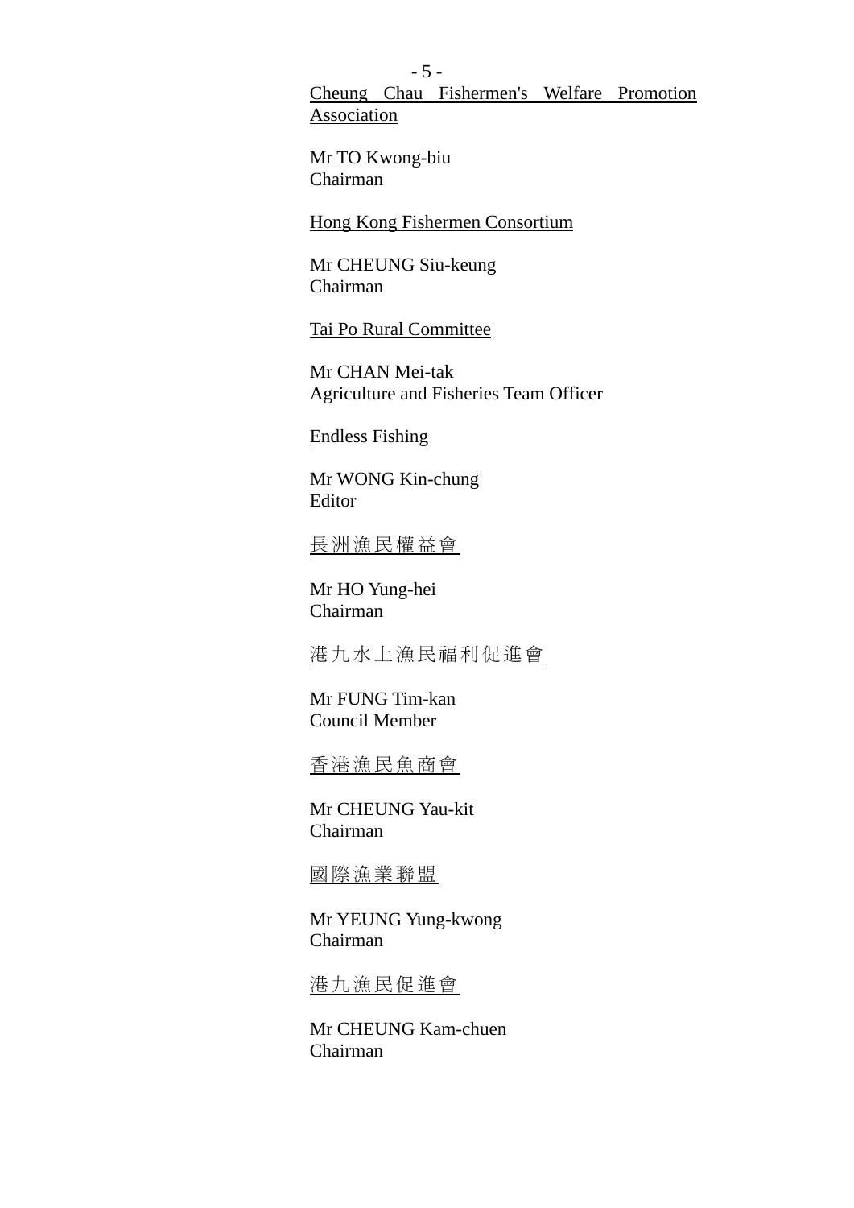Cheung Chau Fishermen's Welfare Promotion Association

Mr TO Kwong-biu
Chairman

Hong Kong Fishermen Consortium

Mr CHEUNG Siu-keung
Chairman

Tai Po Rural Committee

Mr CHAN Mei-tak
Agriculture and Fisheries Team Officer

Endless Fishing

Mr WONG Kin-chung
Editor

長洲漁民權益會

Mr HO Yung-hei
Chairman

港九水上漁民福利促進會

Mr FUNG Tim-kan
Council Member

香港漁民魚商會

Mr CHEUNG Yau-kit
Chairman

國際漁業聯盟

Mr YEUNG Yung-kwong
Chairman

港九漁民促進會

Mr CHEUNG Kam-chuen
Chairman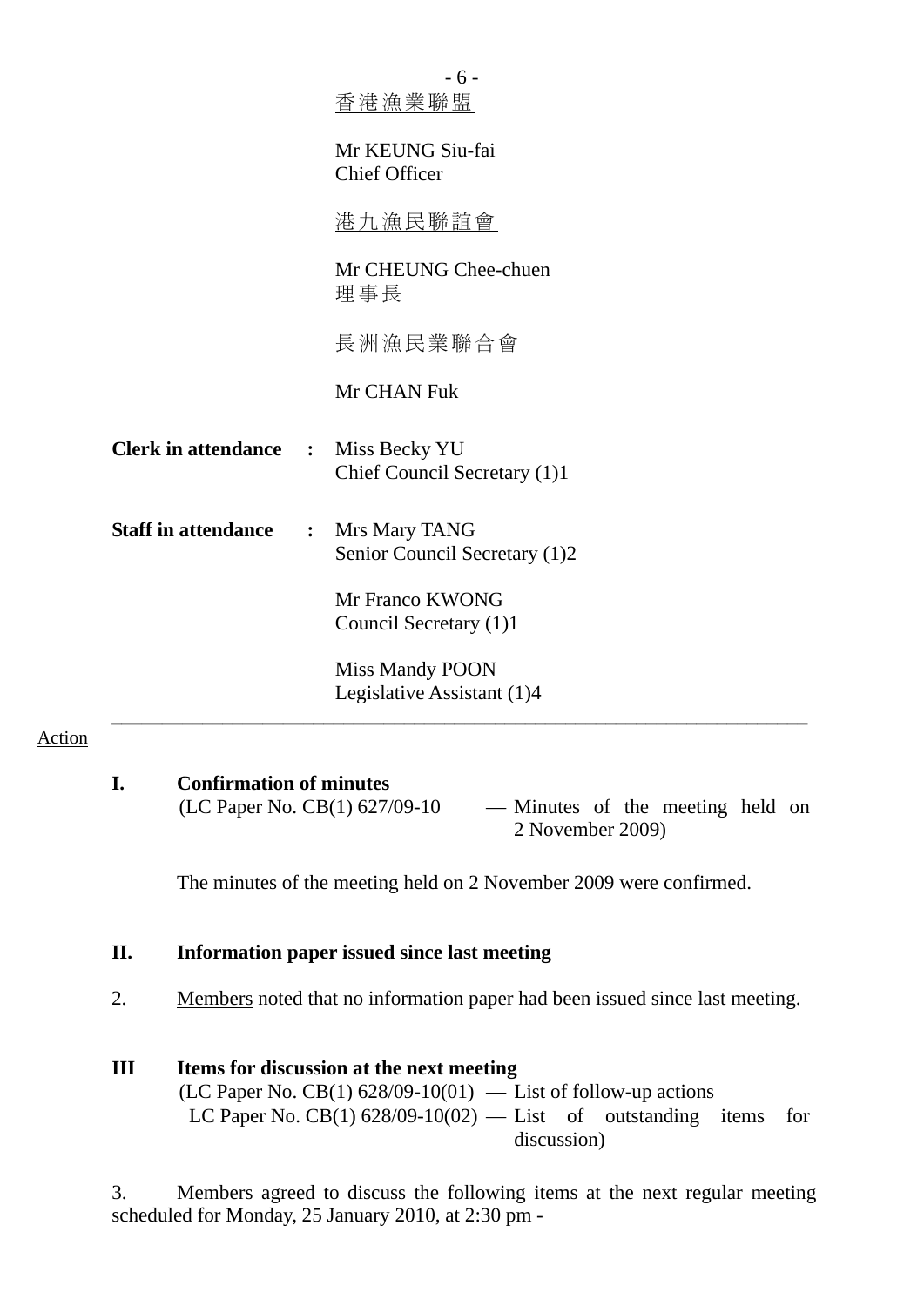<u>香港漁業聯盟</u>

Mr KEUNG Siu-fai
Chief Officer

<u>港九漁民聯誼會</u>

Mr CHEUNG Chee-chuen
理事長

<u>長洲漁民業聯合會</u>

Mr CHAN Fuk

**Clerk in attendance** : Miss Becky YU
Chief Council Secretary (1)1

**Staff in attendance** : Mrs Mary TANG
Senior Council Secretary (1)2

Mr Franco KWONG
Council Secretary (1)1

Miss Mandy POON
Legislative Assistant (1)4

---

<u>Action</u>

**I. Confirmation of minutes**

(LC Paper No. CB(1) 627/09-10 — Minutes of the meeting held on 2 November 2009)

The minutes of the meeting held on 2 November 2009 were confirmed.

**II. Information paper issued since last meeting**

2. <u>Members</u> noted that no information paper had been issued since last meeting.

**III Items for discussion at the next meeting**

(LC Paper No. CB(1) 628/09-10(01) — List of follow-up actions
LC Paper No. CB(1) 628/09-10(02) — List of outstanding items for discussion)

3. <u>Members</u> agreed to discuss the following items at the next regular meeting scheduled for Monday, 25 January 2010, at 2:30 pm -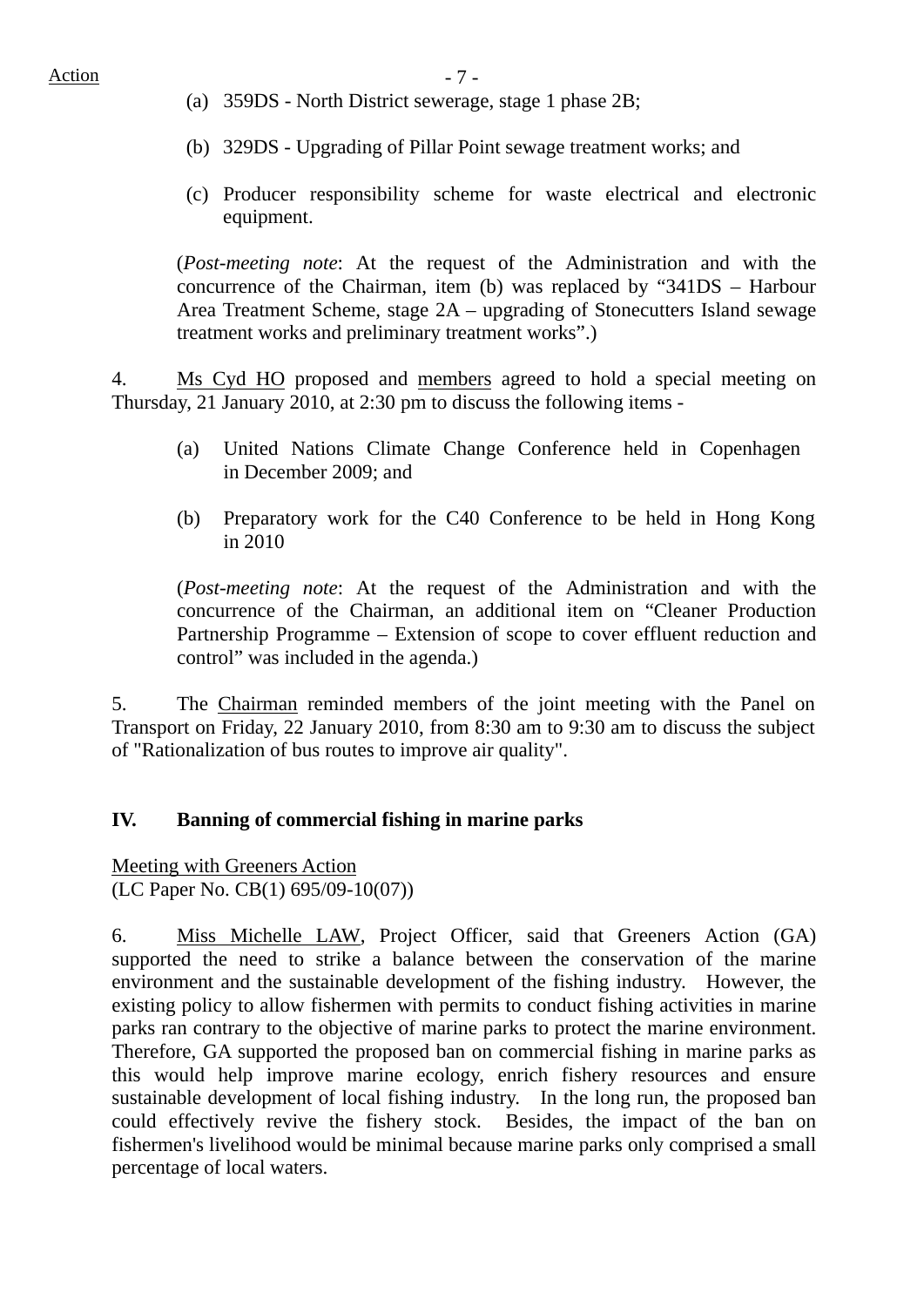(a) 359DS - North District sewerage, stage 1 phase 2B;

(b) 329DS - Upgrading of Pillar Point sewage treatment works; and

(c) Producer responsibility scheme for waste electrical and electronic equipment.

(*Post-meeting note*: At the request of the Administration and with the concurrence of the Chairman, item (b) was replaced by "341DS – Harbour Area Treatment Scheme, stage 2A – upgrading of Stonecutters Island sewage treatment works and preliminary treatment works".)

4. Ms Cyd HO proposed and members agreed to hold a special meeting on Thursday, 21 January 2010, at 2:30 pm to discuss the following items -

(a) United Nations Climate Change Conference held in Copenhagen in December 2009; and

(b) Preparatory work for the C40 Conference to be held in Hong Kong in 2010

(*Post-meeting note*: At the request of the Administration and with the concurrence of the Chairman, an additional item on "Cleaner Production Partnership Programme – Extension of scope to cover effluent reduction and control" was included in the agenda.)

5. The Chairman reminded members of the joint meeting with the Panel on Transport on Friday, 22 January 2010, from 8:30 am to 9:30 am to discuss the subject of "Rationalization of bus routes to improve air quality".

## IV. Banning of commercial fishing in marine parks

Meeting with Greeners Action
(LC Paper No. CB(1) 695/09-10(07))

6. Miss Michelle LAW, Project Officer, said that Greeners Action (GA) supported the need to strike a balance between the conservation of the marine environment and the sustainable development of the fishing industry. However, the existing policy to allow fishermen with permits to conduct fishing activities in marine parks ran contrary to the objective of marine parks to protect the marine environment. Therefore, GA supported the proposed ban on commercial fishing in marine parks as this would help improve marine ecology, enrich fishery resources and ensure sustainable development of local fishing industry. In the long run, the proposed ban could effectively revive the fishery stock. Besides, the impact of the ban on fishermen's livelihood would be minimal because marine parks only comprised a small percentage of local waters.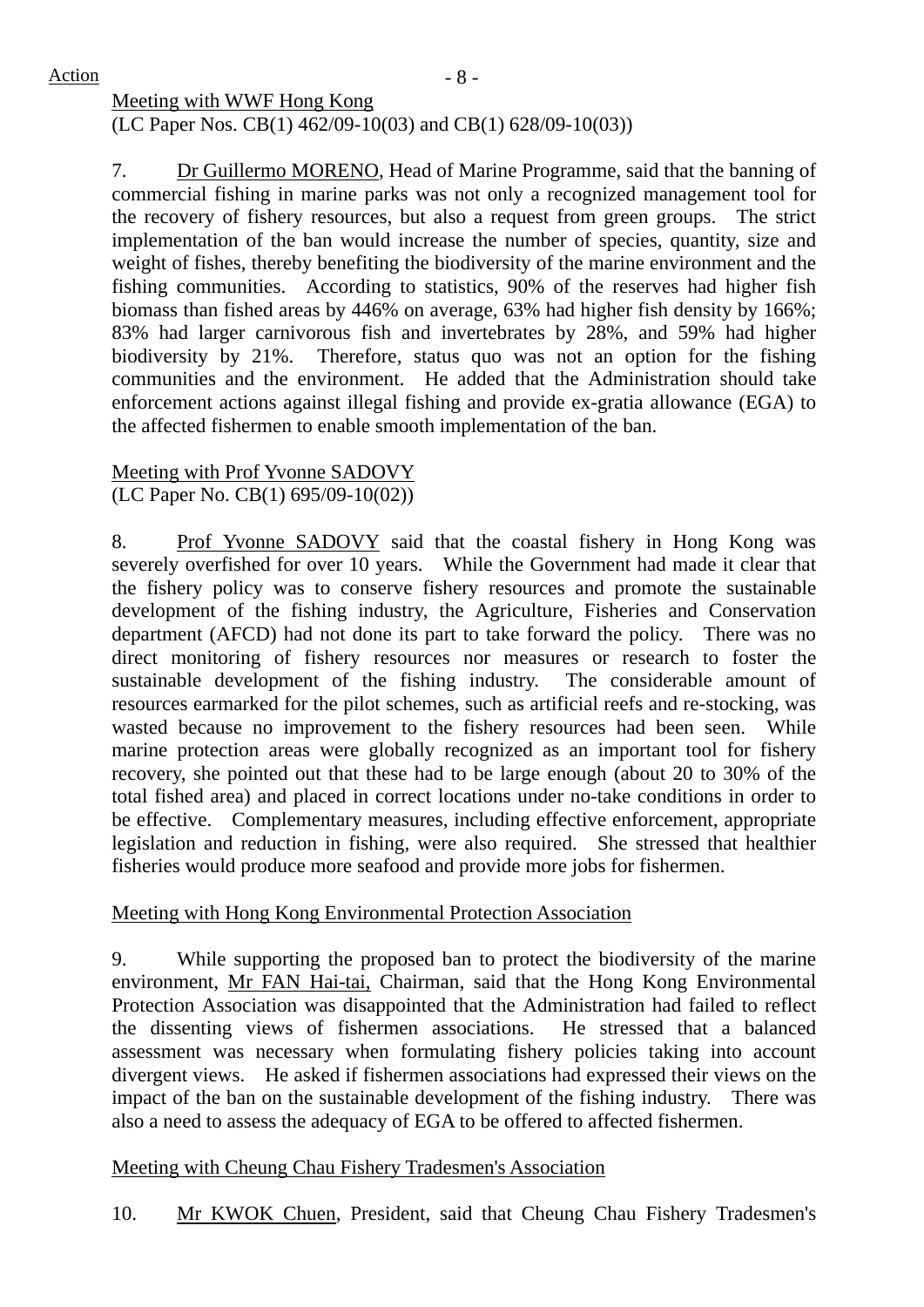Action

Meeting with WWF Hong Kong
(LC Paper Nos. CB(1) 462/09-10(03) and CB(1) 628/09-10(03))

7. Dr Guillermo MORENO, Head of Marine Programme, said that the banning of commercial fishing in marine parks was not only a recognized management tool for the recovery of fishery resources, but also a request from green groups. The strict implementation of the ban would increase the number of species, quantity, size and weight of fishes, thereby benefiting the biodiversity of the marine environment and the fishing communities. According to statistics, 90% of the reserves had higher fish biomass than fished areas by 446% on average, 63% had higher fish density by 166%; 83% had larger carnivorous fish and invertebrates by 28%, and 59% had higher biodiversity by 21%. Therefore, status quo was not an option for the fishing communities and the environment. He added that the Administration should take enforcement actions against illegal fishing and provide ex-gratia allowance (EGA) to the affected fishermen to enable smooth implementation of the ban.

Meeting with Prof Yvonne SADOVY
(LC Paper No. CB(1) 695/09-10(02))

8. Prof Yvonne SADOVY said that the coastal fishery in Hong Kong was severely overfished for over 10 years. While the Government had made it clear that the fishery policy was to conserve fishery resources and promote the sustainable development of the fishing industry, the Agriculture, Fisheries and Conservation department (AFCD) had not done its part to take forward the policy. There was no direct monitoring of fishery resources nor measures or research to foster the sustainable development of the fishing industry. The considerable amount of resources earmarked for the pilot schemes, such as artificial reefs and re-stocking, was wasted because no improvement to the fishery resources had been seen. While marine protection areas were globally recognized as an important tool for fishery recovery, she pointed out that these had to be large enough (about 20 to 30% of the total fished area) and placed in correct locations under no-take conditions in order to be effective. Complementary measures, including effective enforcement, appropriate legislation and reduction in fishing, were also required. She stressed that healthier fisheries would produce more seafood and provide more jobs for fishermen.

Meeting with Hong Kong Environmental Protection Association

9. While supporting the proposed ban to protect the biodiversity of the marine environment, Mr FAN Hai-tai, Chairman, said that the Hong Kong Environmental Protection Association was disappointed that the Administration had failed to reflect the dissenting views of fishermen associations. He stressed that a balanced assessment was necessary when formulating fishery policies taking into account divergent views. He asked if fishermen associations had expressed their views on the impact of the ban on the sustainable development of the fishing industry. There was also a need to assess the adequacy of EGA to be offered to affected fishermen.

Meeting with Cheung Chau Fishery Tradesmen's Association

10. Mr KWOK Chuen, President, said that Cheung Chau Fishery Tradesmen's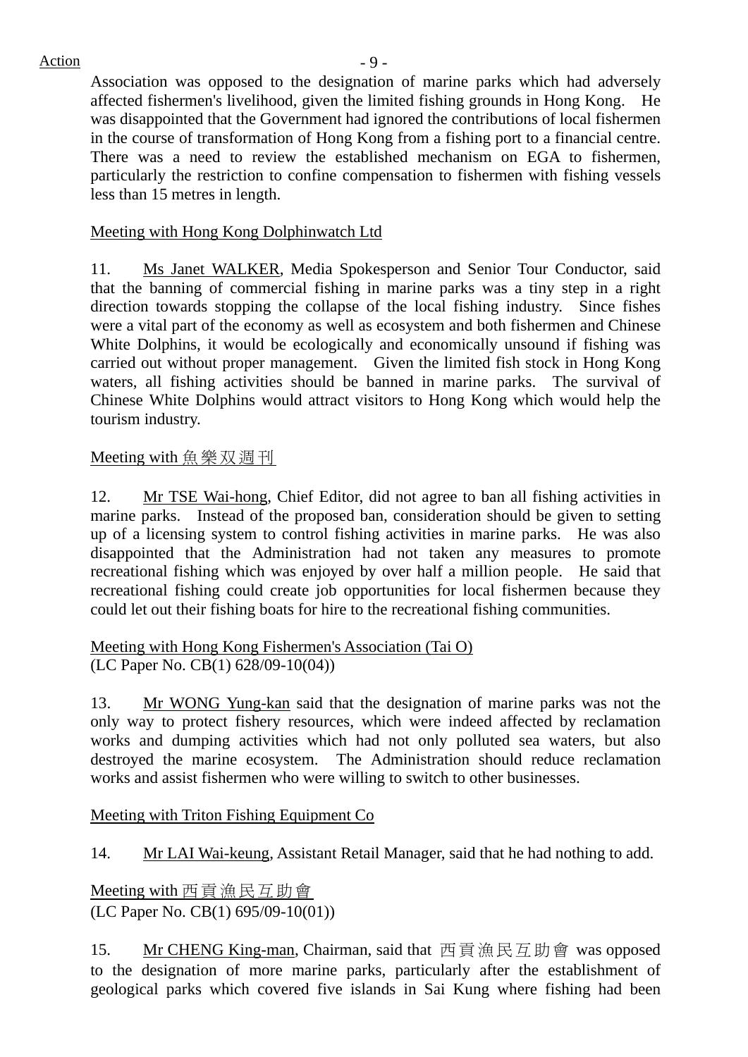Association was opposed to the designation of marine parks which had adversely affected fishermen's livelihood, given the limited fishing grounds in Hong Kong. He was disappointed that the Government had ignored the contributions of local fishermen in the course of transformation of Hong Kong from a fishing port to a financial centre. There was a need to review the established mechanism on EGA to fishermen, particularly the restriction to confine compensation to fishermen with fishing vessels less than 15 metres in length.

Meeting with Hong Kong Dolphinwatch Ltd

11. Ms Janet WALKER, Media Spokesperson and Senior Tour Conductor, said that the banning of commercial fishing in marine parks was a tiny step in a right direction towards stopping the collapse of the local fishing industry. Since fishes were a vital part of the economy as well as ecosystem and both fishermen and Chinese White Dolphins, it would be ecologically and economically unsound if fishing was carried out without proper management. Given the limited fish stock in Hong Kong waters, all fishing activities should be banned in marine parks. The survival of Chinese White Dolphins would attract visitors to Hong Kong which would help the tourism industry.

Meeting with 魚樂双週刊

12. Mr TSE Wai-hong, Chief Editor, did not agree to ban all fishing activities in marine parks. Instead of the proposed ban, consideration should be given to setting up of a licensing system to control fishing activities in marine parks. He was also disappointed that the Administration had not taken any measures to promote recreational fishing which was enjoyed by over half a million people. He said that recreational fishing could create job opportunities for local fishermen because they could let out their fishing boats for hire to the recreational fishing communities.

Meeting with Hong Kong Fishermen's Association (Tai O)
(LC Paper No. CB(1) 628/09-10(04))

13. Mr WONG Yung-kan said that the designation of marine parks was not the only way to protect fishery resources, which were indeed affected by reclamation works and dumping activities which had not only polluted sea waters, but also destroyed the marine ecosystem. The Administration should reduce reclamation works and assist fishermen who were willing to switch to other businesses.

Meeting with Triton Fishing Equipment Co

14. Mr LAI Wai-keung, Assistant Retail Manager, said that he had nothing to add.

Meeting with 西貢漁民互助會
(LC Paper No. CB(1) 695/09-10(01))

15. Mr CHENG King-man, Chairman, said that 西貢漁民互助會 was opposed to the designation of more marine parks, particularly after the establishment of geological parks which covered five islands in Sai Kung where fishing had been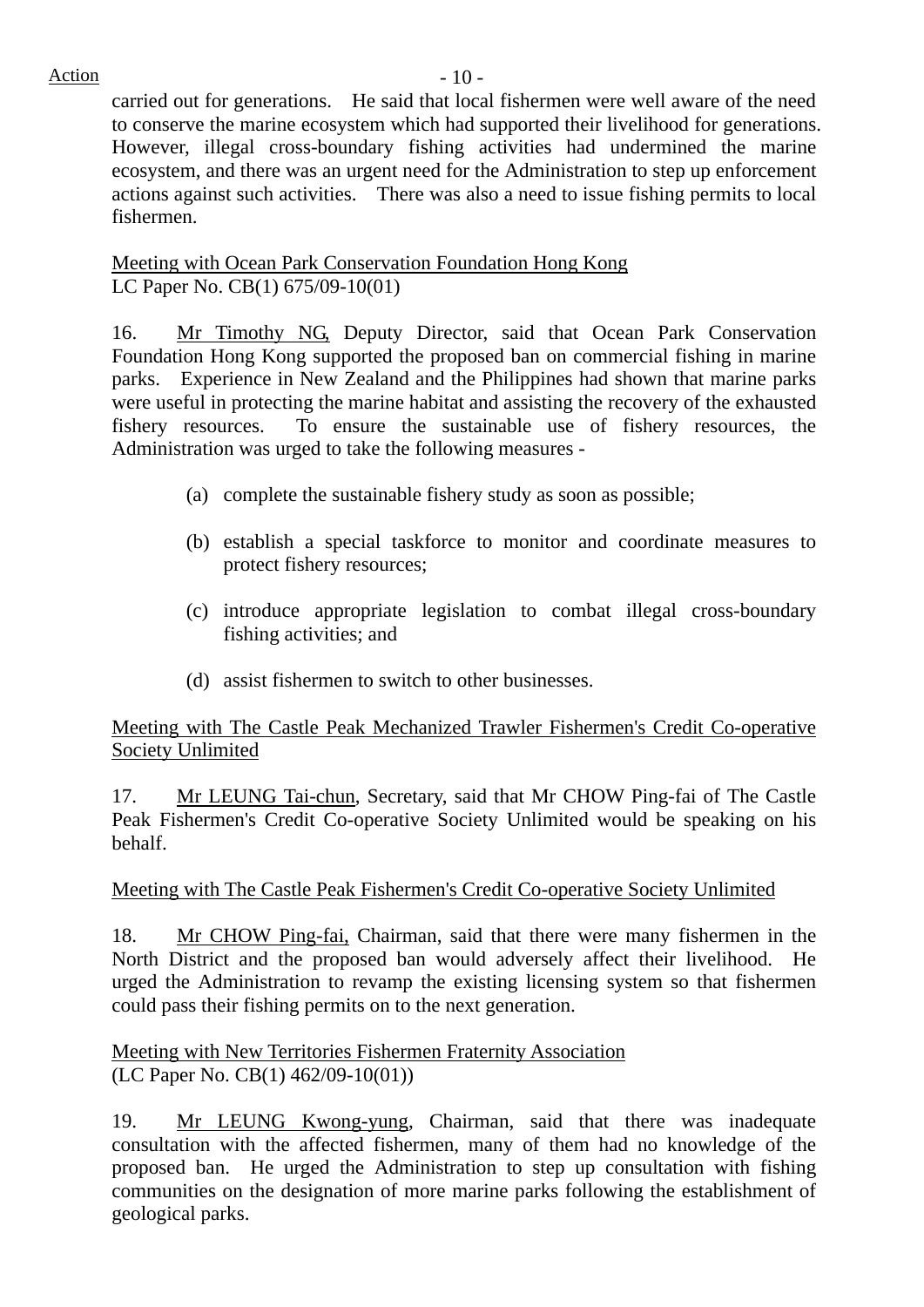Action

carried out for generations. He said that local fishermen were well aware of the need to conserve the marine ecosystem which had supported their livelihood for generations. However, illegal cross-boundary fishing activities had undermined the marine ecosystem, and there was an urgent need for the Administration to step up enforcement actions against such activities. There was also a need to issue fishing permits to local fishermen.

Meeting with Ocean Park Conservation Foundation Hong Kong
LC Paper No. CB(1) 675/09-10(01)

16. Mr Timothy NG, Deputy Director, said that Ocean Park Conservation Foundation Hong Kong supported the proposed ban on commercial fishing in marine parks. Experience in New Zealand and the Philippines had shown that marine parks were useful in protecting the marine habitat and assisting the recovery of the exhausted fishery resources. To ensure the sustainable use of fishery resources, the Administration was urged to take the following measures -

(a) complete the sustainable fishery study as soon as possible;

(b) establish a special taskforce to monitor and coordinate measures to protect fishery resources;

(c) introduce appropriate legislation to combat illegal cross-boundary fishing activities; and

(d) assist fishermen to switch to other businesses.

Meeting with The Castle Peak Mechanized Trawler Fishermen's Credit Co-operative Society Unlimited

17. Mr LEUNG Tai-chun, Secretary, said that Mr CHOW Ping-fai of The Castle Peak Fishermen's Credit Co-operative Society Unlimited would be speaking on his behalf.

Meeting with The Castle Peak Fishermen's Credit Co-operative Society Unlimited

18. Mr CHOW Ping-fai, Chairman, said that there were many fishermen in the North District and the proposed ban would adversely affect their livelihood. He urged the Administration to revamp the existing licensing system so that fishermen could pass their fishing permits on to the next generation.

Meeting with New Territories Fishermen Fraternity Association
(LC Paper No. CB(1) 462/09-10(01))

19. Mr LEUNG Kwong-yung, Chairman, said that there was inadequate consultation with the affected fishermen, many of them had no knowledge of the proposed ban. He urged the Administration to step up consultation with fishing communities on the designation of more marine parks following the establishment of geological parks.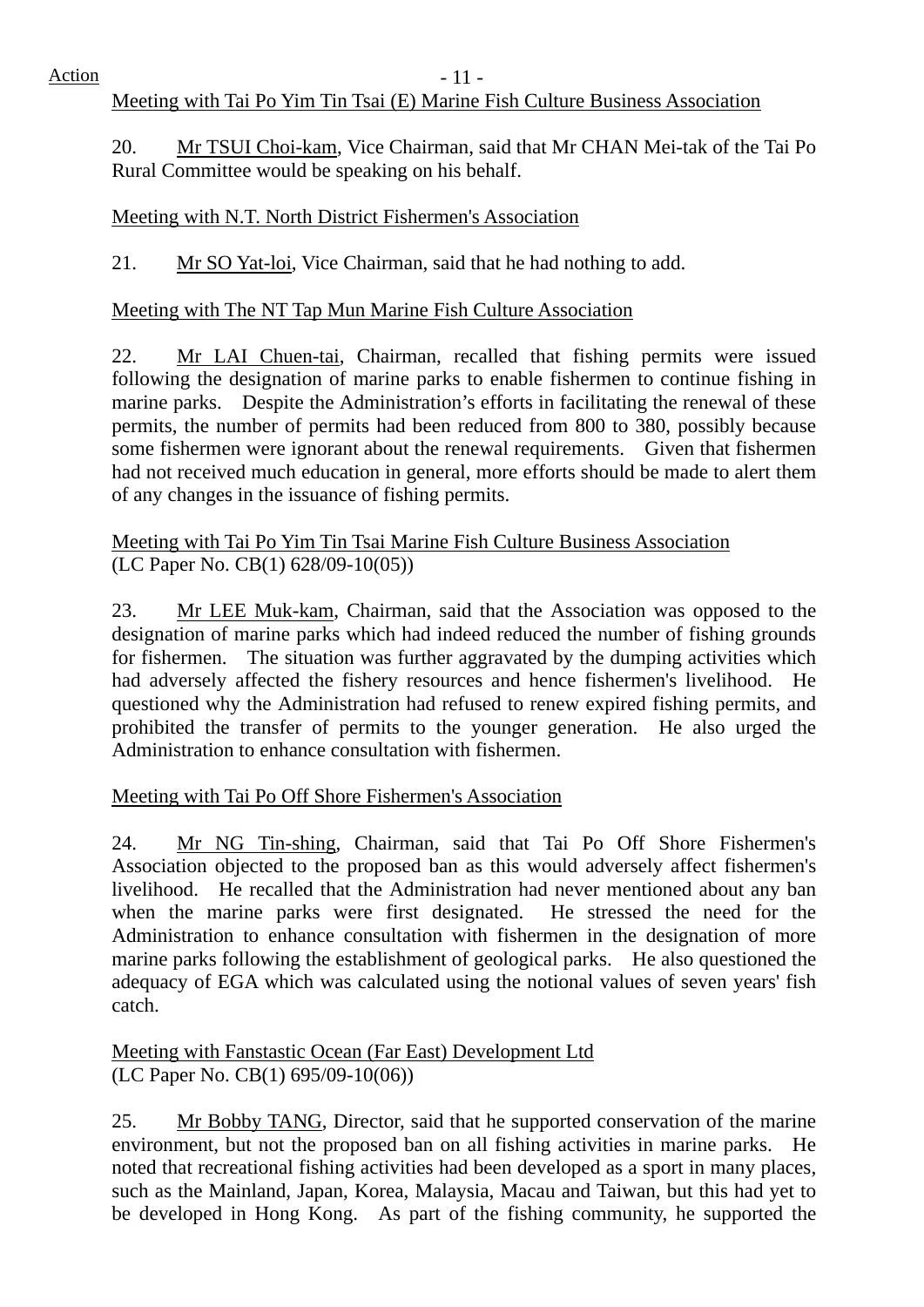Action

Meeting with Tai Po Yim Tin Tsai (E) Marine Fish Culture Business Association

20. Mr TSUI Choi-kam, Vice Chairman, said that Mr CHAN Mei-tak of the Tai Po Rural Committee would be speaking on his behalf.

Meeting with N.T. North District Fishermen's Association

21. Mr SO Yat-loi, Vice Chairman, said that he had nothing to add.

Meeting with The NT Tap Mun Marine Fish Culture Association

22. Mr LAI Chuen-tai, Chairman, recalled that fishing permits were issued following the designation of marine parks to enable fishermen to continue fishing in marine parks. Despite the Administration's efforts in facilitating the renewal of these permits, the number of permits had been reduced from 800 to 380, possibly because some fishermen were ignorant about the renewal requirements. Given that fishermen had not received much education in general, more efforts should be made to alert them of any changes in the issuance of fishing permits.

Meeting with Tai Po Yim Tin Tsai Marine Fish Culture Business Association
(LC Paper No. CB(1) 628/09-10(05))

23. Mr LEE Muk-kam, Chairman, said that the Association was opposed to the designation of marine parks which had indeed reduced the number of fishing grounds for fishermen. The situation was further aggravated by the dumping activities which had adversely affected the fishery resources and hence fishermen's livelihood. He questioned why the Administration had refused to renew expired fishing permits, and prohibited the transfer of permits to the younger generation. He also urged the Administration to enhance consultation with fishermen.

Meeting with Tai Po Off Shore Fishermen's Association

24. Mr NG Tin-shing, Chairman, said that Tai Po Off Shore Fishermen's Association objected to the proposed ban as this would adversely affect fishermen's livelihood. He recalled that the Administration had never mentioned about any ban when the marine parks were first designated. He stressed the need for the Administration to enhance consultation with fishermen in the designation of more marine parks following the establishment of geological parks. He also questioned the adequacy of EGA which was calculated using the notional values of seven years' fish catch.

Meeting with Fanstastic Ocean (Far East) Development Ltd
(LC Paper No. CB(1) 695/09-10(06))

25. Mr Bobby TANG, Director, said that he supported conservation of the marine environment, but not the proposed ban on all fishing activities in marine parks. He noted that recreational fishing activities had been developed as a sport in many places, such as the Mainland, Japan, Korea, Malaysia, Macau and Taiwan, but this had yet to be developed in Hong Kong. As part of the fishing community, he supported the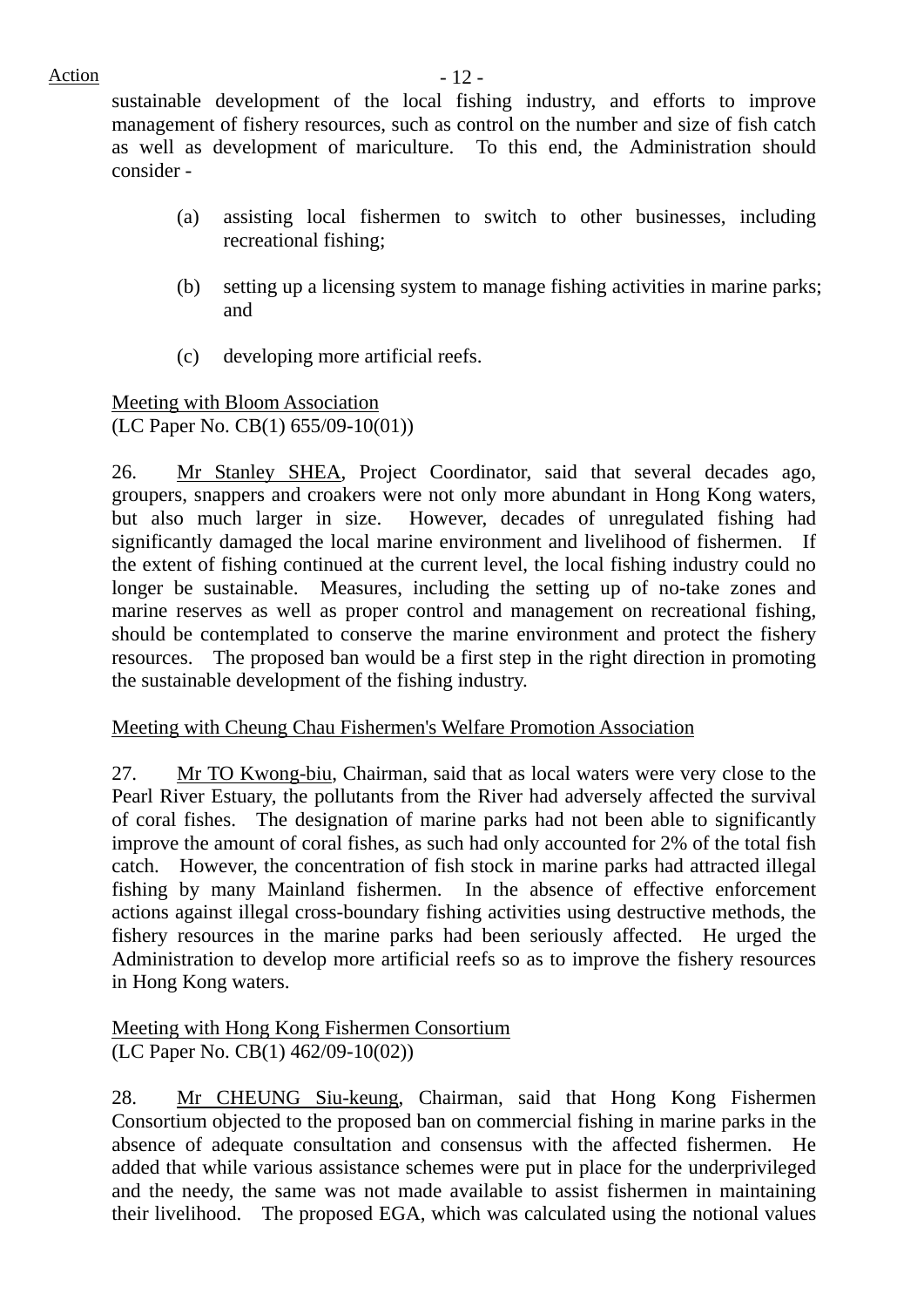sustainable development of the local fishing industry, and efforts to improve management of fishery resources, such as control on the number and size of fish catch as well as development of mariculture. To this end, the Administration should consider -

(a) assisting local fishermen to switch to other businesses, including recreational fishing;

(b) setting up a licensing system to manage fishing activities in marine parks; and

(c) developing more artificial reefs.

Meeting with Bloom Association
(LC Paper No. CB(1) 655/09-10(01))

26. Mr Stanley SHEA, Project Coordinator, said that several decades ago, groupers, snappers and croakers were not only more abundant in Hong Kong waters, but also much larger in size. However, decades of unregulated fishing had significantly damaged the local marine environment and livelihood of fishermen. If the extent of fishing continued at the current level, the local fishing industry could no longer be sustainable. Measures, including the setting up of no-take zones and marine reserves as well as proper control and management on recreational fishing, should be contemplated to conserve the marine environment and protect the fishery resources. The proposed ban would be a first step in the right direction in promoting the sustainable development of the fishing industry.

Meeting with Cheung Chau Fishermen's Welfare Promotion Association

27. Mr TO Kwong-biu, Chairman, said that as local waters were very close to the Pearl River Estuary, the pollutants from the River had adversely affected the survival of coral fishes. The designation of marine parks had not been able to significantly improve the amount of coral fishes, as such had only accounted for 2% of the total fish catch. However, the concentration of fish stock in marine parks had attracted illegal fishing by many Mainland fishermen. In the absence of effective enforcement actions against illegal cross-boundary fishing activities using destructive methods, the fishery resources in the marine parks had been seriously affected. He urged the Administration to develop more artificial reefs so as to improve the fishery resources in Hong Kong waters.

Meeting with Hong Kong Fishermen Consortium
(LC Paper No. CB(1) 462/09-10(02))

28. Mr CHEUNG Siu-keung, Chairman, said that Hong Kong Fishermen Consortium objected to the proposed ban on commercial fishing in marine parks in the absence of adequate consultation and consensus with the affected fishermen. He added that while various assistance schemes were put in place for the underprivileged and the needy, the same was not made available to assist fishermen in maintaining their livelihood. The proposed EGA, which was calculated using the notional values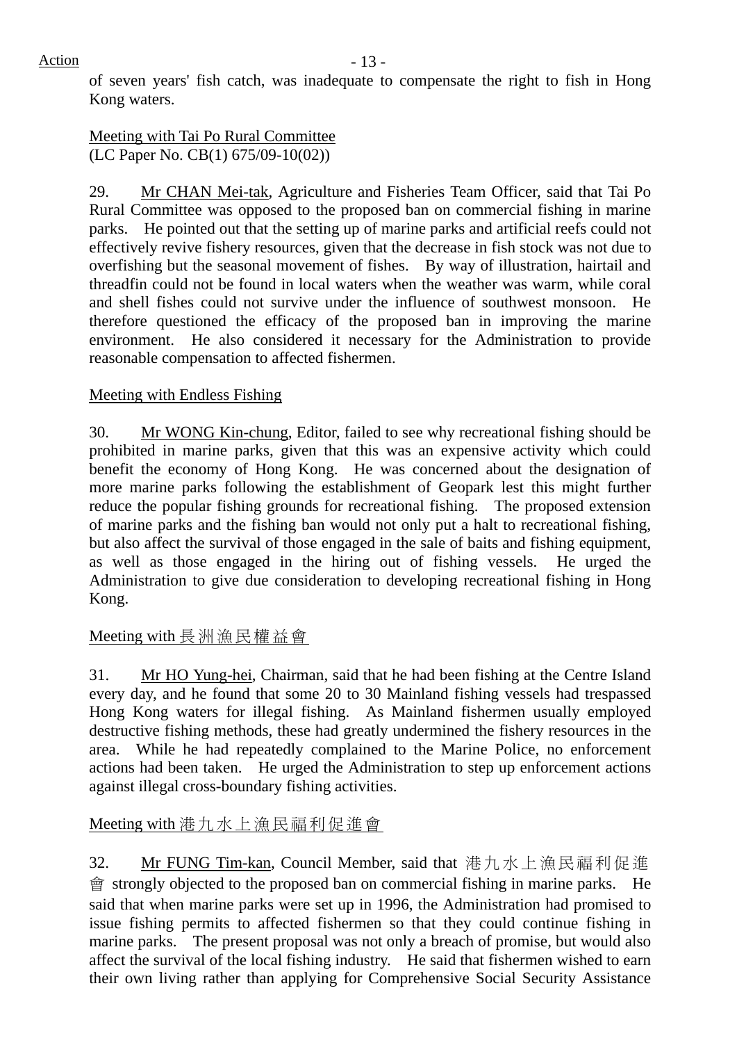of seven years' fish catch, was inadequate to compensate the right to fish in Hong Kong waters.

Meeting with Tai Po Rural Committee
(LC Paper No. CB(1) 675/09-10(02))

29. Mr CHAN Mei-tak, Agriculture and Fisheries Team Officer, said that Tai Po Rural Committee was opposed to the proposed ban on commercial fishing in marine parks. He pointed out that the setting up of marine parks and artificial reefs could not effectively revive fishery resources, given that the decrease in fish stock was not due to overfishing but the seasonal movement of fishes. By way of illustration, hairtail and threadfin could not be found in local waters when the weather was warm, while coral and shell fishes could not survive under the influence of southwest monsoon. He therefore questioned the efficacy of the proposed ban in improving the marine environment. He also considered it necessary for the Administration to provide reasonable compensation to affected fishermen.

Meeting with Endless Fishing

30. Mr WONG Kin-chung, Editor, failed to see why recreational fishing should be prohibited in marine parks, given that this was an expensive activity which could benefit the economy of Hong Kong. He was concerned about the designation of more marine parks following the establishment of Geopark lest this might further reduce the popular fishing grounds for recreational fishing. The proposed extension of marine parks and the fishing ban would not only put a halt to recreational fishing, but also affect the survival of those engaged in the sale of baits and fishing equipment, as well as those engaged in the hiring out of fishing vessels. He urged the Administration to give due consideration to developing recreational fishing in Hong Kong.

Meeting with 長洲漁民權益會

31. Mr HO Yung-hei, Chairman, said that he had been fishing at the Centre Island every day, and he found that some 20 to 30 Mainland fishing vessels had trespassed Hong Kong waters for illegal fishing. As Mainland fishermen usually employed destructive fishing methods, these had greatly undermined the fishery resources in the area. While he had repeatedly complained to the Marine Police, no enforcement actions had been taken. He urged the Administration to step up enforcement actions against illegal cross-boundary fishing activities.

Meeting with 港九水上漁民福利促進會

32. Mr FUNG Tim-kan, Council Member, said that 港九水上漁民福利促進會 strongly objected to the proposed ban on commercial fishing in marine parks. He said that when marine parks were set up in 1996, the Administration had promised to issue fishing permits to affected fishermen so that they could continue fishing in marine parks. The present proposal was not only a breach of promise, but would also affect the survival of the local fishing industry. He said that fishermen wished to earn their own living rather than applying for Comprehensive Social Security Assistance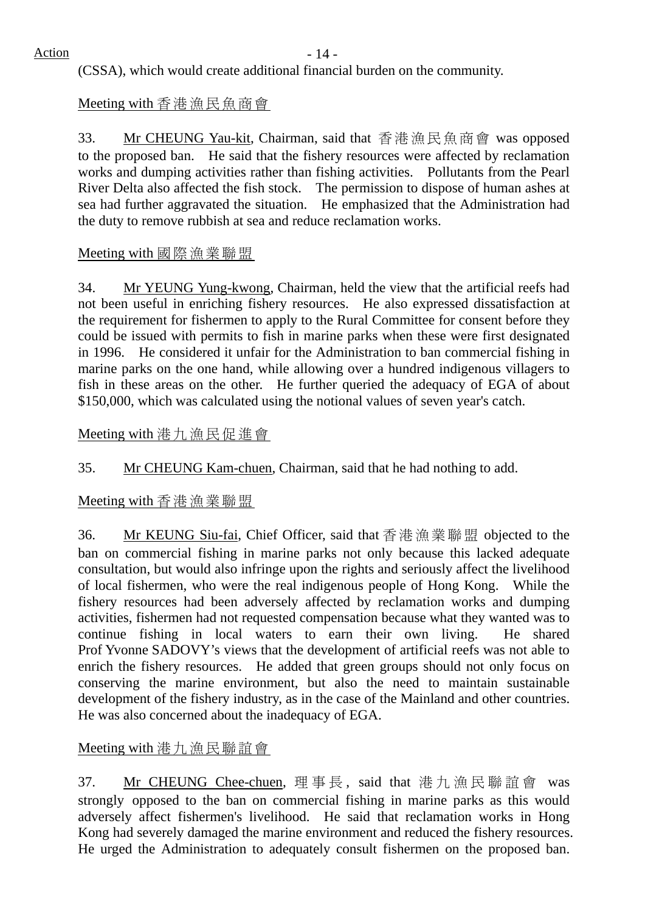(CSSA), which would create additional financial burden on the community.

Meeting with 香港漁民魚商會

33. Mr CHEUNG Yau-kit, Chairman, said that 香港漁民魚商會 was opposed to the proposed ban. He said that the fishery resources were affected by reclamation works and dumping activities rather than fishing activities. Pollutants from the Pearl River Delta also affected the fish stock. The permission to dispose of human ashes at sea had further aggravated the situation. He emphasized that the Administration had the duty to remove rubbish at sea and reduce reclamation works.

Meeting with 國際漁業聯盟

34. Mr YEUNG Yung-kwong, Chairman, held the view that the artificial reefs had not been useful in enriching fishery resources. He also expressed dissatisfaction at the requirement for fishermen to apply to the Rural Committee for consent before they could be issued with permits to fish in marine parks when these were first designated in 1996. He considered it unfair for the Administration to ban commercial fishing in marine parks on the one hand, while allowing over a hundred indigenous villagers to fish in these areas on the other. He further queried the adequacy of EGA of about $150,000, which was calculated using the notional values of seven year's catch.

Meeting with 港九漁民促進會

35. Mr CHEUNG Kam-chuen, Chairman, said that he had nothing to add.

Meeting with 香港漁業聯盟

36. Mr KEUNG Siu-fai, Chief Officer, said that 香港漁業聯盟 objected to the ban on commercial fishing in marine parks not only because this lacked adequate consultation, but would also infringe upon the rights and seriously affect the livelihood of local fishermen, who were the real indigenous people of Hong Kong. While the fishery resources had been adversely affected by reclamation works and dumping activities, fishermen had not requested compensation because what they wanted was to continue fishing in local waters to earn their own living. He shared Prof Yvonne SADOVY's views that the development of artificial reefs was not able to enrich the fishery resources. He added that green groups should not only focus on conserving the marine environment, but also the need to maintain sustainable development of the fishery industry, as in the case of the Mainland and other countries. He was also concerned about the inadequacy of EGA.

Meeting with 港九漁民聯誼會

37. Mr CHEUNG Chee-chuen, 理事長, said that 港九漁民聯誼會 was strongly opposed to the ban on commercial fishing in marine parks as this would adversely affect fishermen's livelihood. He said that reclamation works in Hong Kong had severely damaged the marine environment and reduced the fishery resources. He urged the Administration to adequately consult fishermen on the proposed ban.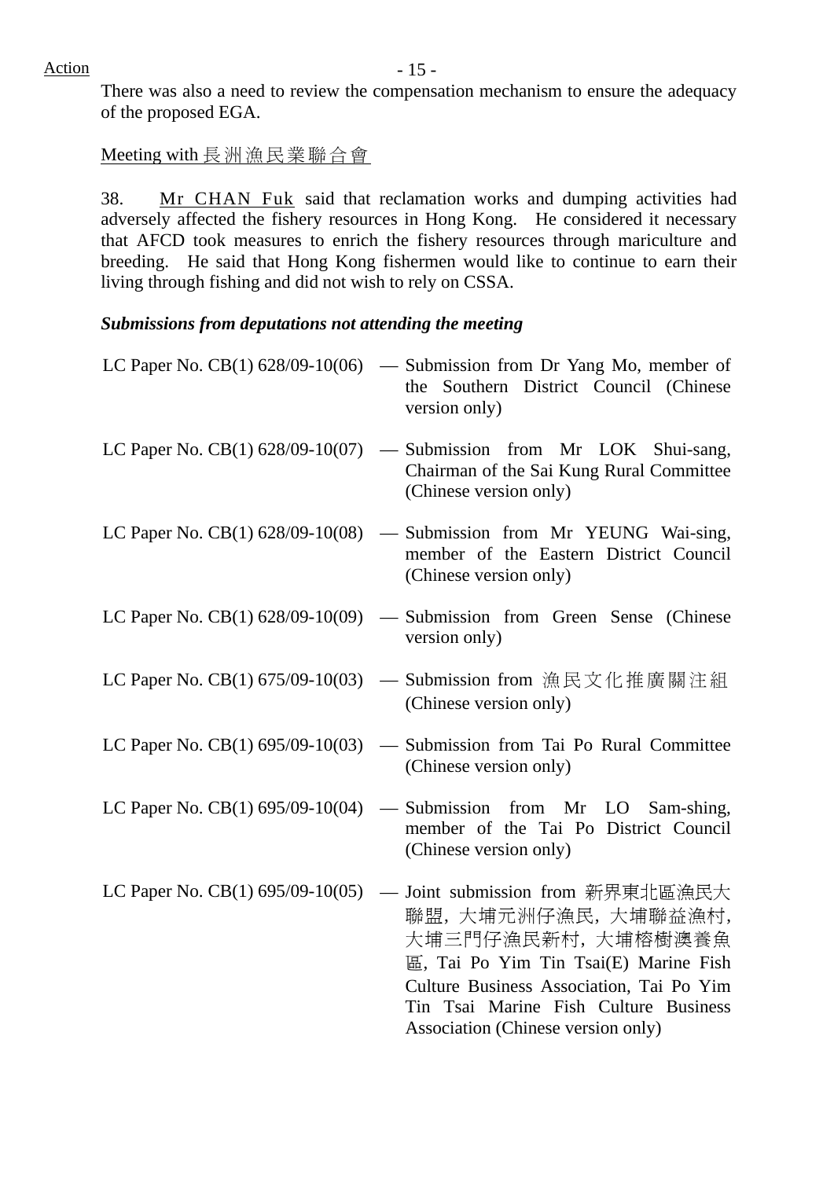Action

There was also a need to review the compensation mechanism to ensure the adequacy of the proposed EGA.

Meeting with 長洲漁民業聯合會

38. Mr CHAN Fuk said that reclamation works and dumping activities had adversely affected the fishery resources in Hong Kong. He considered it necessary that AFCD took measures to enrich the fishery resources through mariculture and breeding. He said that Hong Kong fishermen would like to continue to earn their living through fishing and did not wish to rely on CSSA.

***Submissions from deputations not attending the meeting***

| | |
|---|---|
| LC Paper No. CB(1) 628/09-10(06) | — Submission from Dr Yang Mo, member of the Southern District Council (Chinese version only) |
| LC Paper No. CB(1) 628/09-10(07) | — Submission from Mr LOK Shui-sang, Chairman of the Sai Kung Rural Committee (Chinese version only) |
| LC Paper No. CB(1) 628/09-10(08) | — Submission from Mr YEUNG Wai-sing, member of the Eastern District Council (Chinese version only) |
| LC Paper No. CB(1) 628/09-10(09) | — Submission from Green Sense (Chinese version only) |
| LC Paper No. CB(1) 675/09-10(03) | — Submission from 漁民文化推廣關注組 (Chinese version only) |
| LC Paper No. CB(1) 695/09-10(03) | — Submission from Tai Po Rural Committee (Chinese version only) |
| LC Paper No. CB(1) 695/09-10(04) | — Submission from Mr LO Sam-shing, member of the Tai Po District Council (Chinese version only) |
| LC Paper No. CB(1) 695/09-10(05) | — Joint submission from 新界東北區漁民大聯盟, 大埔元洲仔漁民, 大埔聯益漁村, 大埔三門仔漁民新村, 大埔榕樹澳養魚區, Tai Po Yim Tin Tsai(E) Marine Fish Culture Business Association, Tai Po Yim Tin Tsai Marine Fish Culture Business Association (Chinese version only) |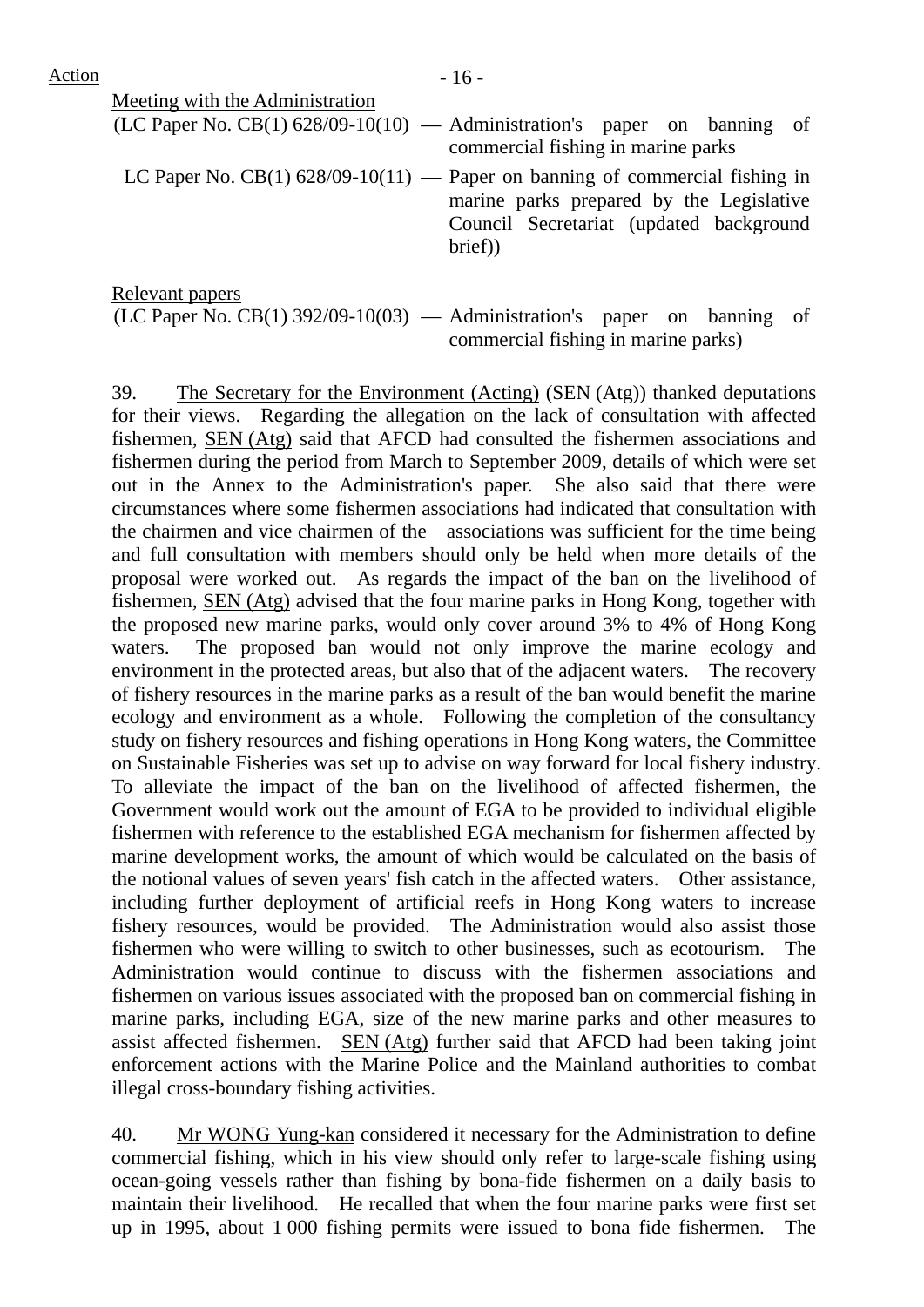Action

Meeting with the Administration

(LC Paper No. CB(1) 628/09-10(10) — Administration's paper on banning of commercial fishing in marine parks

LC Paper No. CB(1) 628/09-10(11) — Paper on banning of commercial fishing in marine parks prepared by the Legislative Council Secretariat (updated background brief))

Relevant papers

(LC Paper No. CB(1) 392/09-10(03) — Administration's paper on banning of commercial fishing in marine parks)

39. The Secretary for the Environment (Acting) (SEN (Atg)) thanked deputations for their views. Regarding the allegation on the lack of consultation with affected fishermen, SEN (Atg) said that AFCD had consulted the fishermen associations and fishermen during the period from March to September 2009, details of which were set out in the Annex to the Administration's paper. She also said that there were circumstances where some fishermen associations had indicated that consultation with the chairmen and vice chairmen of the associations was sufficient for the time being and full consultation with members should only be held when more details of the proposal were worked out. As regards the impact of the ban on the livelihood of fishermen, SEN (Atg) advised that the four marine parks in Hong Kong, together with the proposed new marine parks, would only cover around 3% to 4% of Hong Kong waters. The proposed ban would not only improve the marine ecology and environment in the protected areas, but also that of the adjacent waters. The recovery of fishery resources in the marine parks as a result of the ban would benefit the marine ecology and environment as a whole. Following the completion of the consultancy study on fishery resources and fishing operations in Hong Kong waters, the Committee on Sustainable Fisheries was set up to advise on way forward for local fishery industry. To alleviate the impact of the ban on the livelihood of affected fishermen, the Government would work out the amount of EGA to be provided to individual eligible fishermen with reference to the established EGA mechanism for fishermen affected by marine development works, the amount of which would be calculated on the basis of the notional values of seven years' fish catch in the affected waters. Other assistance, including further deployment of artificial reefs in Hong Kong waters to increase fishery resources, would be provided. The Administration would also assist those fishermen who were willing to switch to other businesses, such as ecotourism. The Administration would continue to discuss with the fishermen associations and fishermen on various issues associated with the proposed ban on commercial fishing in marine parks, including EGA, size of the new marine parks and other measures to assist affected fishermen. SEN (Atg) further said that AFCD had been taking joint enforcement actions with the Marine Police and the Mainland authorities to combat illegal cross-boundary fishing activities.

40. Mr WONG Yung-kan considered it necessary for the Administration to define commercial fishing, which in his view should only refer to large-scale fishing using ocean-going vessels rather than fishing by bona-fide fishermen on a daily basis to maintain their livelihood. He recalled that when the four marine parks were first set up in 1995, about 1 000 fishing permits were issued to bona fide fishermen. The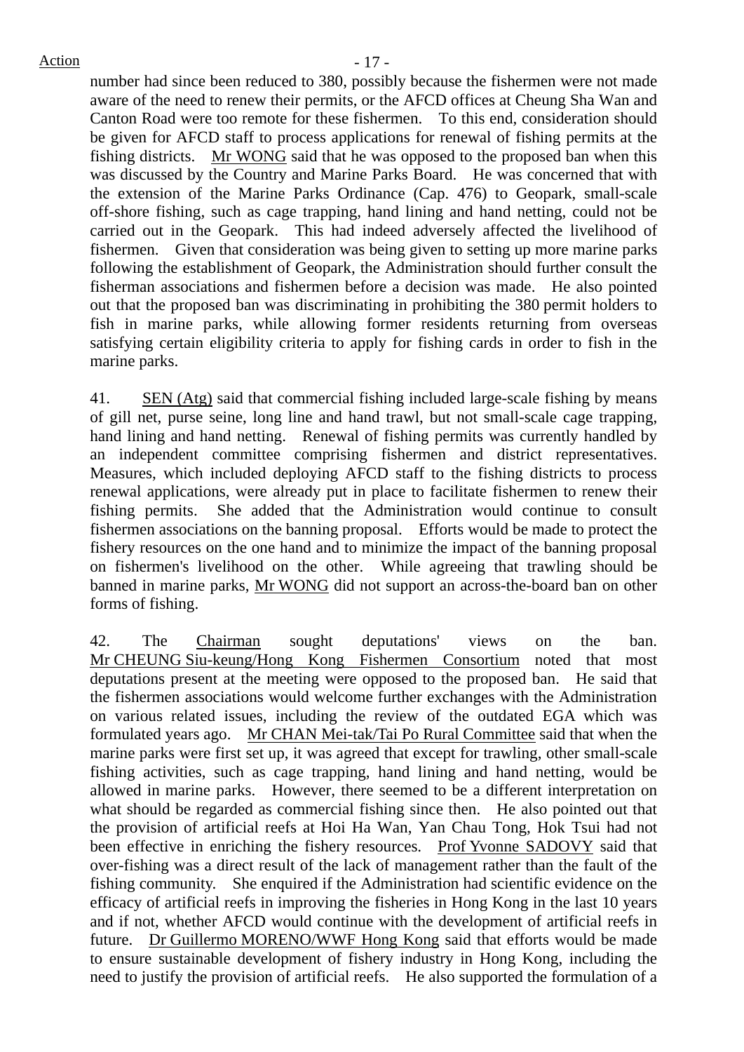number had since been reduced to 380, possibly because the fishermen were not made aware of the need to renew their permits, or the AFCD offices at Cheung Sha Wan and Canton Road were too remote for these fishermen. To this end, consideration should be given for AFCD staff to process applications for renewal of fishing permits at the fishing districts. Mr WONG said that he was opposed to the proposed ban when this was discussed by the Country and Marine Parks Board. He was concerned that with the extension of the Marine Parks Ordinance (Cap. 476) to Geopark, small-scale off-shore fishing, such as cage trapping, hand lining and hand netting, could not be carried out in the Geopark. This had indeed adversely affected the livelihood of fishermen. Given that consideration was being given to setting up more marine parks following the establishment of Geopark, the Administration should further consult the fisherman associations and fishermen before a decision was made. He also pointed out that the proposed ban was discriminating in prohibiting the 380 permit holders to fish in marine parks, while allowing former residents returning from overseas satisfying certain eligibility criteria to apply for fishing cards in order to fish in the marine parks.

41. SEN (Atg) said that commercial fishing included large-scale fishing by means of gill net, purse seine, long line and hand trawl, but not small-scale cage trapping, hand lining and hand netting. Renewal of fishing permits was currently handled by an independent committee comprising fishermen and district representatives. Measures, which included deploying AFCD staff to the fishing districts to process renewal applications, were already put in place to facilitate fishermen to renew their fishing permits. She added that the Administration would continue to consult fishermen associations on the banning proposal. Efforts would be made to protect the fishery resources on the one hand and to minimize the impact of the banning proposal on fishermen's livelihood on the other. While agreeing that trawling should be banned in marine parks, Mr WONG did not support an across-the-board ban on other forms of fishing.

42. The Chairman sought deputations' views on the ban. Mr CHEUNG Siu-keung/Hong Kong Fishermen Consortium noted that most deputations present at the meeting were opposed to the proposed ban. He said that the fishermen associations would welcome further exchanges with the Administration on various related issues, including the review of the outdated EGA which was formulated years ago. Mr CHAN Mei-tak/Tai Po Rural Committee said that when the marine parks were first set up, it was agreed that except for trawling, other small-scale fishing activities, such as cage trapping, hand lining and hand netting, would be allowed in marine parks. However, there seemed to be a different interpretation on what should be regarded as commercial fishing since then. He also pointed out that the provision of artificial reefs at Hoi Ha Wan, Yan Chau Tong, Hok Tsui had not been effective in enriching the fishery resources. Prof Yvonne SADOVY said that over-fishing was a direct result of the lack of management rather than the fault of the fishing community. She enquired if the Administration had scientific evidence on the efficacy of artificial reefs in improving the fisheries in Hong Kong in the last 10 years and if not, whether AFCD would continue with the development of artificial reefs in future. Dr Guillermo MORENO/WWF Hong Kong said that efforts would be made to ensure sustainable development of fishery industry in Hong Kong, including the need to justify the provision of artificial reefs. He also supported the formulation of a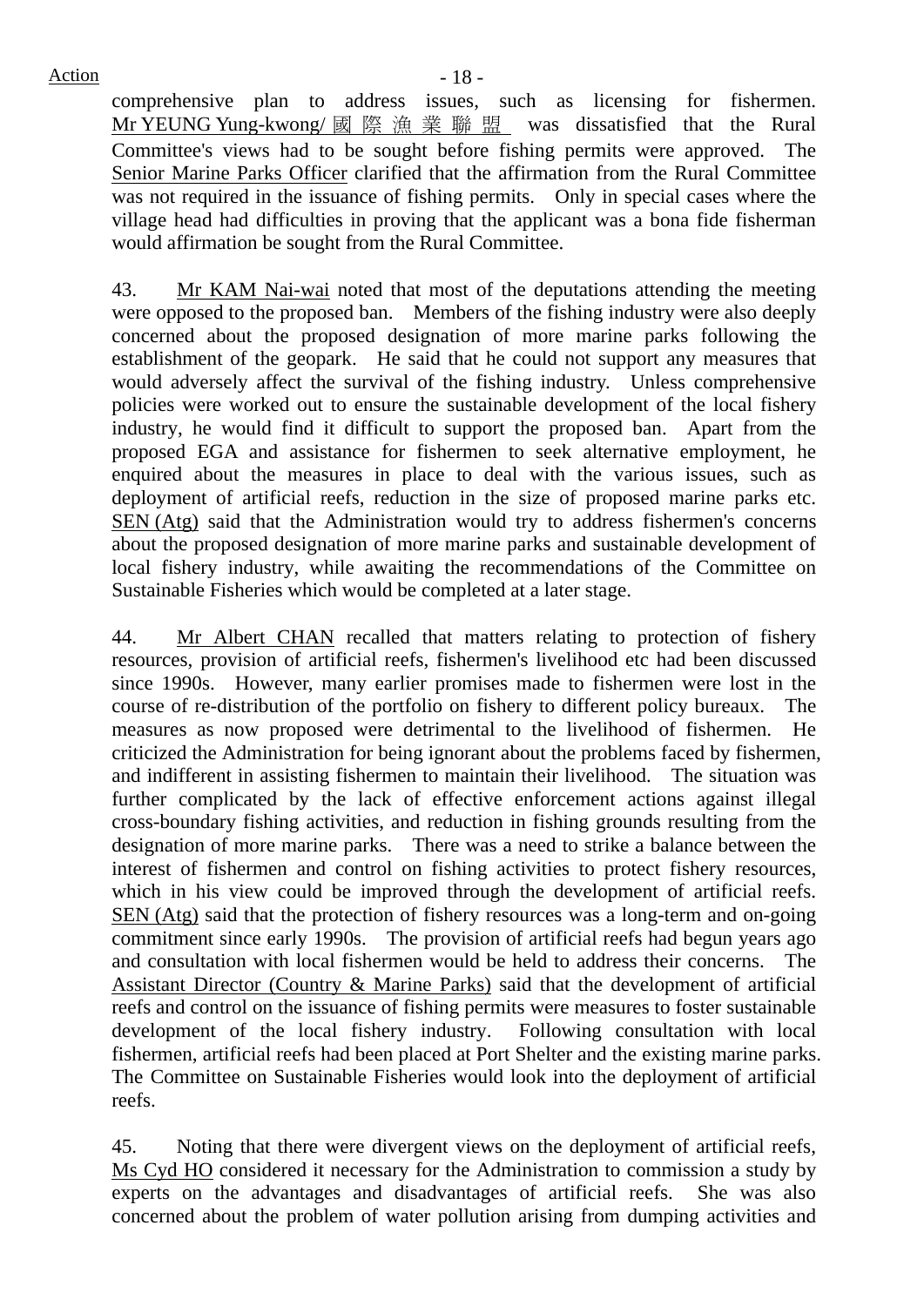comprehensive plan to address issues, such as licensing for fishermen. Mr YEUNG Yung-kwong/ 國際漁業聯盟 was dissatisfied that the Rural Committee's views had to be sought before fishing permits were approved. The Senior Marine Parks Officer clarified that the affirmation from the Rural Committee was not required in the issuance of fishing permits. Only in special cases where the village head had difficulties in proving that the applicant was a bona fide fisherman would affirmation be sought from the Rural Committee.

43. Mr KAM Nai-wai noted that most of the deputations attending the meeting were opposed to the proposed ban. Members of the fishing industry were also deeply concerned about the proposed designation of more marine parks following the establishment of the geopark. He said that he could not support any measures that would adversely affect the survival of the fishing industry. Unless comprehensive policies were worked out to ensure the sustainable development of the local fishery industry, he would find it difficult to support the proposed ban. Apart from the proposed EGA and assistance for fishermen to seek alternative employment, he enquired about the measures in place to deal with the various issues, such as deployment of artificial reefs, reduction in the size of proposed marine parks etc. SEN (Atg) said that the Administration would try to address fishermen's concerns about the proposed designation of more marine parks and sustainable development of local fishery industry, while awaiting the recommendations of the Committee on Sustainable Fisheries which would be completed at a later stage.

44. Mr Albert CHAN recalled that matters relating to protection of fishery resources, provision of artificial reefs, fishermen's livelihood etc had been discussed since 1990s. However, many earlier promises made to fishermen were lost in the course of re-distribution of the portfolio on fishery to different policy bureaux. The measures as now proposed were detrimental to the livelihood of fishermen. He criticized the Administration for being ignorant about the problems faced by fishermen, and indifferent in assisting fishermen to maintain their livelihood. The situation was further complicated by the lack of effective enforcement actions against illegal cross-boundary fishing activities, and reduction in fishing grounds resulting from the designation of more marine parks. There was a need to strike a balance between the interest of fishermen and control on fishing activities to protect fishery resources, which in his view could be improved through the development of artificial reefs. SEN (Atg) said that the protection of fishery resources was a long-term and on-going commitment since early 1990s. The provision of artificial reefs had begun years ago and consultation with local fishermen would be held to address their concerns. The Assistant Director (Country & Marine Parks) said that the development of artificial reefs and control on the issuance of fishing permits were measures to foster sustainable development of the local fishery industry. Following consultation with local fishermen, artificial reefs had been placed at Port Shelter and the existing marine parks. The Committee on Sustainable Fisheries would look into the deployment of artificial reefs.

45. Noting that there were divergent views on the deployment of artificial reefs, Ms Cyd HO considered it necessary for the Administration to commission a study by experts on the advantages and disadvantages of artificial reefs. She was also concerned about the problem of water pollution arising from dumping activities and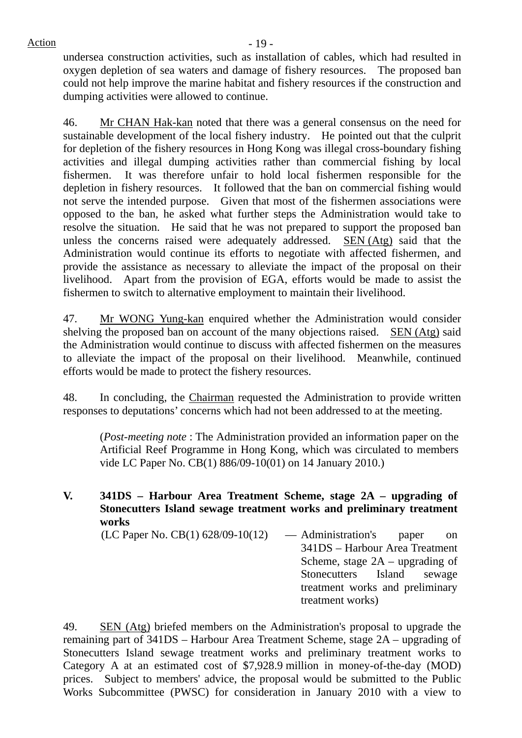undersea construction activities, such as installation of cables, which had resulted in oxygen depletion of sea waters and damage of fishery resources. The proposed ban could not help improve the marine habitat and fishery resources if the construction and dumping activities were allowed to continue.

46. Mr CHAN Hak-kan noted that there was a general consensus on the need for sustainable development of the local fishery industry. He pointed out that the culprit for depletion of the fishery resources in Hong Kong was illegal cross-boundary fishing activities and illegal dumping activities rather than commercial fishing by local fishermen. It was therefore unfair to hold local fishermen responsible for the depletion in fishery resources. It followed that the ban on commercial fishing would not serve the intended purpose. Given that most of the fishermen associations were opposed to the ban, he asked what further steps the Administration would take to resolve the situation. He said that he was not prepared to support the proposed ban unless the concerns raised were adequately addressed. SEN (Atg) said that the Administration would continue its efforts to negotiate with affected fishermen, and provide the assistance as necessary to alleviate the impact of the proposal on their livelihood. Apart from the provision of EGA, efforts would be made to assist the fishermen to switch to alternative employment to maintain their livelihood.

47. Mr WONG Yung-kan enquired whether the Administration would consider shelving the proposed ban on account of the many objections raised. SEN (Atg) said the Administration would continue to discuss with affected fishermen on the measures to alleviate the impact of the proposal on their livelihood. Meanwhile, continued efforts would be made to protect the fishery resources.

48. In concluding, the Chairman requested the Administration to provide written responses to deputations' concerns which had not been addressed to at the meeting.

(*Post-meeting note* : The Administration provided an information paper on the Artificial Reef Programme in Hong Kong, which was circulated to members vide LC Paper No. CB(1) 886/09-10(01) on 14 January 2010.)

## V. 341DS – Harbour Area Treatment Scheme, stage 2A – upgrading of Stonecutters Island sewage treatment works and preliminary treatment works

(LC Paper No. CB(1) 628/09-10(12) — Administration's paper on 341DS – Harbour Area Treatment Scheme, stage 2A – upgrading of Stonecutters Island sewage treatment works and preliminary treatment works)

49. SEN (Atg) briefed members on the Administration's proposal to upgrade the remaining part of 341DS – Harbour Area Treatment Scheme, stage 2A – upgrading of Stonecutters Island sewage treatment works and preliminary treatment works to Category A at an estimated cost of $7,928.9 million in money-of-the-day (MOD) prices. Subject to members' advice, the proposal would be submitted to the Public Works Subcommittee (PWSC) for consideration in January 2010 with a view to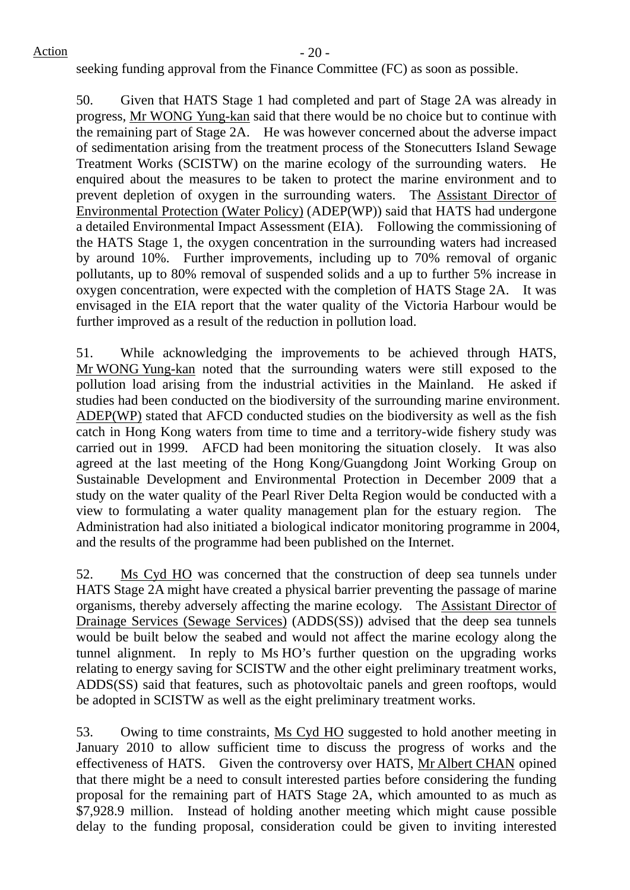seeking funding approval from the Finance Committee (FC) as soon as possible.

50. Given that HATS Stage 1 had completed and part of Stage 2A was already in progress, Mr WONG Yung-kan said that there would be no choice but to continue with the remaining part of Stage 2A. He was however concerned about the adverse impact of sedimentation arising from the treatment process of the Stonecutters Island Sewage Treatment Works (SCISTW) on the marine ecology of the surrounding waters. He enquired about the measures to be taken to protect the marine environment and to prevent depletion of oxygen in the surrounding waters. The Assistant Director of Environmental Protection (Water Policy) (ADEP(WP)) said that HATS had undergone a detailed Environmental Impact Assessment (EIA). Following the commissioning of the HATS Stage 1, the oxygen concentration in the surrounding waters had increased by around 10%. Further improvements, including up to 70% removal of organic pollutants, up to 80% removal of suspended solids and a up to further 5% increase in oxygen concentration, were expected with the completion of HATS Stage 2A. It was envisaged in the EIA report that the water quality of the Victoria Harbour would be further improved as a result of the reduction in pollution load.

51. While acknowledging the improvements to be achieved through HATS, Mr WONG Yung-kan noted that the surrounding waters were still exposed to the pollution load arising from the industrial activities in the Mainland. He asked if studies had been conducted on the biodiversity of the surrounding marine environment. ADEP(WP) stated that AFCD conducted studies on the biodiversity as well as the fish catch in Hong Kong waters from time to time and a territory-wide fishery study was carried out in 1999. AFCD had been monitoring the situation closely. It was also agreed at the last meeting of the Hong Kong/Guangdong Joint Working Group on Sustainable Development and Environmental Protection in December 2009 that a study on the water quality of the Pearl River Delta Region would be conducted with a view to formulating a water quality management plan for the estuary region. The Administration had also initiated a biological indicator monitoring programme in 2004, and the results of the programme had been published on the Internet.

52. Ms Cyd HO was concerned that the construction of deep sea tunnels under HATS Stage 2A might have created a physical barrier preventing the passage of marine organisms, thereby adversely affecting the marine ecology. The Assistant Director of Drainage Services (Sewage Services) (ADDS(SS)) advised that the deep sea tunnels would be built below the seabed and would not affect the marine ecology along the tunnel alignment. In reply to Ms HO's further question on the upgrading works relating to energy saving for SCISTW and the other eight preliminary treatment works, ADDS(SS) said that features, such as photovoltaic panels and green rooftops, would be adopted in SCISTW as well as the eight preliminary treatment works.

53. Owing to time constraints, Ms Cyd HO suggested to hold another meeting in January 2010 to allow sufficient time to discuss the progress of works and the effectiveness of HATS. Given the controversy over HATS, Mr Albert CHAN opined that there might be a need to consult interested parties before considering the funding proposal for the remaining part of HATS Stage 2A, which amounted to as much as $7,928.9 million. Instead of holding another meeting which might cause possible delay to the funding proposal, consideration could be given to inviting interested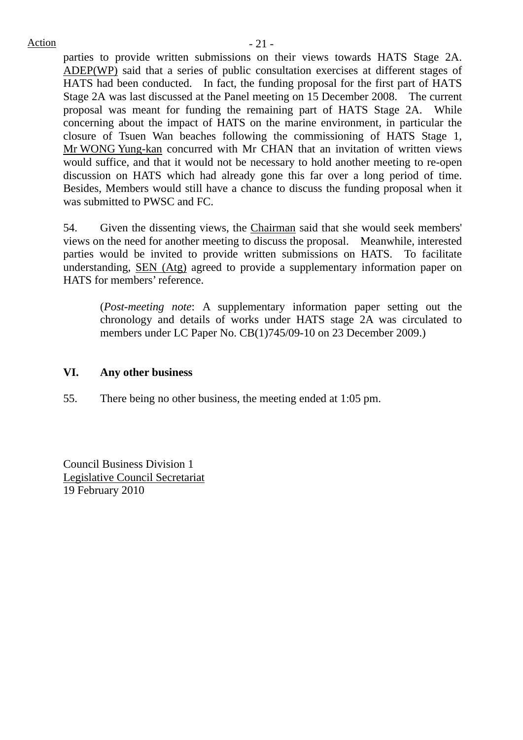parties to provide written submissions on their views towards HATS Stage 2A. ADEP(WP) said that a series of public consultation exercises at different stages of HATS had been conducted. In fact, the funding proposal for the first part of HATS Stage 2A was last discussed at the Panel meeting on 15 December 2008. The current proposal was meant for funding the remaining part of HATS Stage 2A. While concerning about the impact of HATS on the marine environment, in particular the closure of Tsuen Wan beaches following the commissioning of HATS Stage 1, Mr WONG Yung-kan concurred with Mr CHAN that an invitation of written views would suffice, and that it would not be necessary to hold another meeting to re-open discussion on HATS which had already gone this far over a long period of time. Besides, Members would still have a chance to discuss the funding proposal when it was submitted to PWSC and FC.

54. Given the dissenting views, the Chairman said that she would seek members' views on the need for another meeting to discuss the proposal. Meanwhile, interested parties would be invited to provide written submissions on HATS. To facilitate understanding, SEN (Atg) agreed to provide a supplementary information paper on HATS for members' reference.

(*Post-meeting note*: A supplementary information paper setting out the chronology and details of works under HATS stage 2A was circulated to members under LC Paper No. CB(1)745/09-10 on 23 December 2009.)

## VI. Any other business

55. There being no other business, the meeting ended at 1:05 pm.

Council Business Division 1
Legislative Council Secretariat
19 February 2010